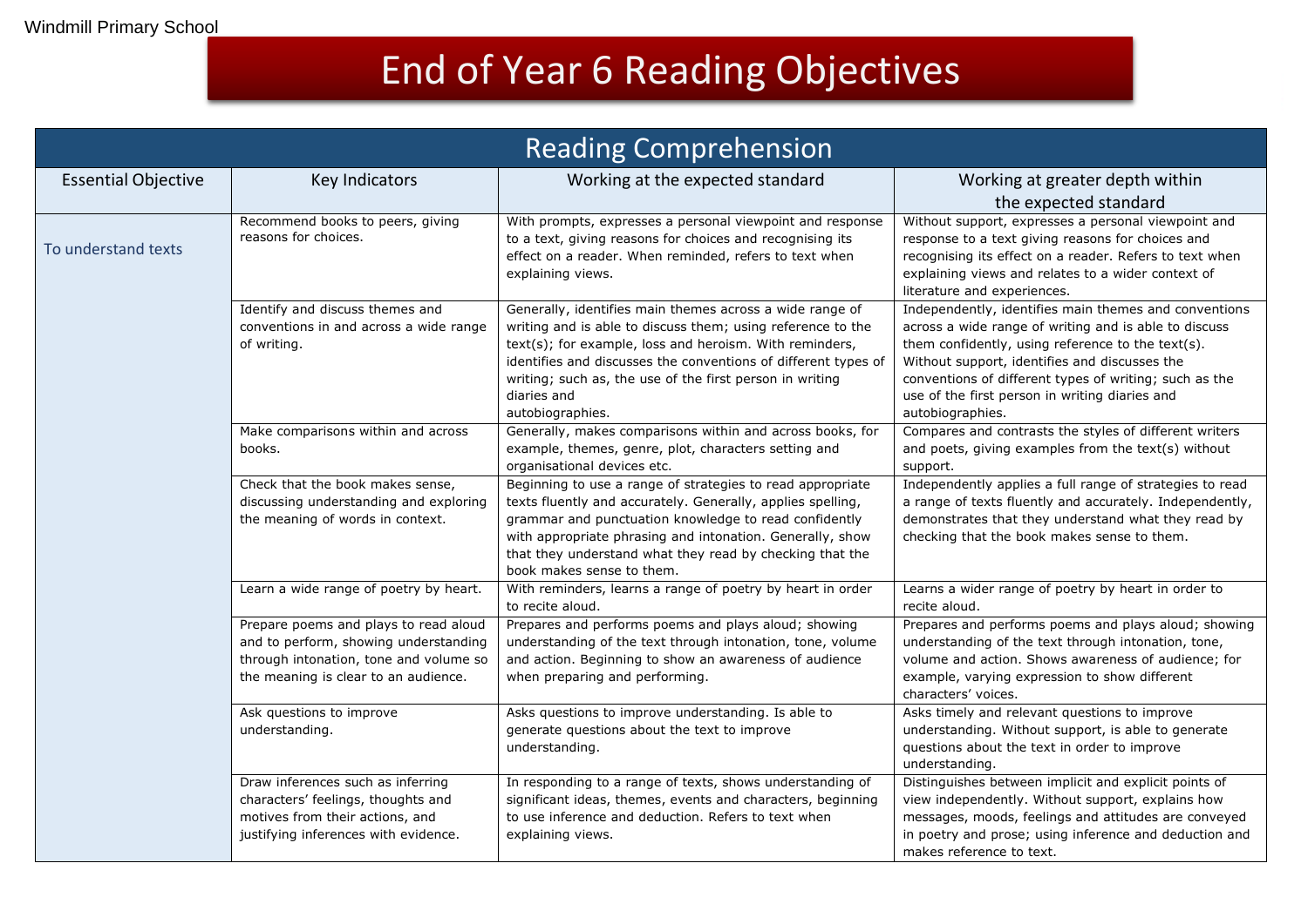Windmill Primary School

# End of Year 6 Reading Objectives

## Reading Comprehension

| Essential Objective | Key Indicators | Working at the expected standard | Working at greater depth within the expected standard |
|---|---|---|---|
| To understand texts | Recommend books to peers, giving reasons for choices. | With prompts, expresses a personal viewpoint and response to a text, giving reasons for choices and recognising its effect on a reader. When reminded, refers to text when explaining views. | Without support, expresses a personal viewpoint and response to a text giving reasons for choices and recognising its effect on a reader. Refers to text when explaining views and relates to a wider context of literature and experiences. |
| | Identify and discuss themes and conventions in and across a wide range of writing. | Generally, identifies main themes across a wide range of writing and is able to discuss them; using reference to the text(s); for example, loss and heroism. With reminders, identifies and discusses the conventions of different types of writing; such as, the use of the first person in writing diaries and autobiographies. | Independently, identifies main themes and conventions across a wide range of writing and is able to discuss them confidently, using reference to the text(s). Without support, identifies and discusses the conventions of different types of writing; such as the use of the first person in writing diaries and autobiographies. |
| | Make comparisons within and across books. | Generally, makes comparisons within and across books, for example, themes, genre, plot, characters setting and organisational devices etc. | Compares and contrasts the styles of different writers and poets, giving examples from the text(s) without support. |
| | Check that the book makes sense, discussing understanding and exploring the meaning of words in context. | Beginning to use a range of strategies to read appropriate texts fluently and accurately. Generally, applies spelling, grammar and punctuation knowledge to read confidently with appropriate phrasing and intonation. Generally, show that they understand what they read by checking that the book makes sense to them. | Independently applies a full range of strategies to read a range of texts fluently and accurately. Independently, demonstrates that they understand what they read by checking that the book makes sense to them. |
| | Learn a wide range of poetry by heart. | With reminders, learns a range of poetry by heart in order to recite aloud. | Learns a wider range of poetry by heart in order to recite aloud. |
| | Prepare poems and plays to read aloud and to perform, showing understanding through intonation, tone and volume so the meaning is clear to an audience. | Prepares and performs poems and plays aloud; showing understanding of the text through intonation, tone, volume and action. Beginning to show an awareness of audience when preparing and performing. | Prepares and performs poems and plays aloud; showing understanding of the text through intonation, tone, volume and action. Shows awareness of audience; for example, varying expression to show different characters' voices. |
| | Ask questions to improve understanding. | Asks questions to improve understanding. Is able to generate questions about the text to improve understanding. | Asks timely and relevant questions to improve understanding. Without support, is able to generate questions about the text in order to improve understanding. |
| | Draw inferences such as inferring characters' feelings, thoughts and motives from their actions, and justifying inferences with evidence. | In responding to a range of texts, shows understanding of significant ideas, themes, events and characters, beginning to use inference and deduction. Refers to text when explaining views. | Distinguishes between implicit and explicit points of view independently. Without support, explains how messages, moods, feelings and attitudes are conveyed in poetry and prose; using inference and deduction and makes reference to text. |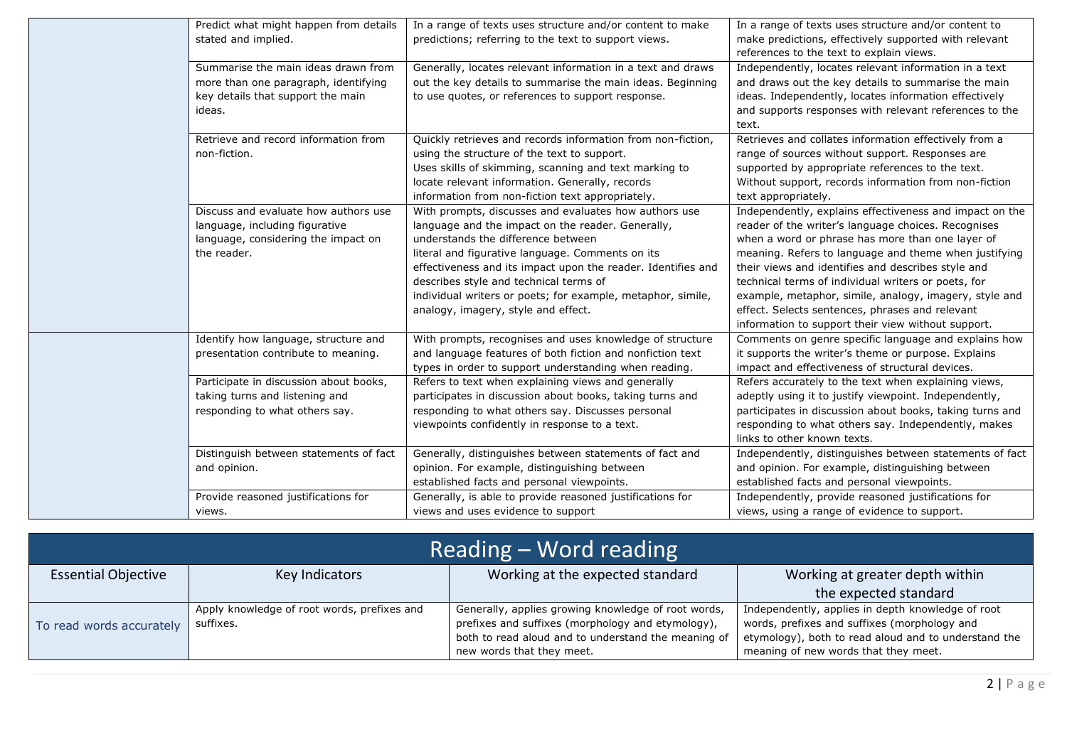| | | | |
|---|---|---|---|
| | Predict what might happen from details stated and implied. | In a range of texts uses structure and/or content to make predictions; referring to the text to support views. | In a range of texts uses structure and/or content to make predictions, effectively supported with relevant references to the text to explain views. |
| | Summarise the main ideas drawn from more than one paragraph, identifying key details that support the main ideas. | Generally, locates relevant information in a text and draws out the key details to summarise the main ideas. Beginning to use quotes, or references to support response. | Independently, locates relevant information in a text and draws out the key details to summarise the main ideas. Independently, locates information effectively and supports responses with relevant references to the text. |
| | Retrieve and record information from non-fiction. | Quickly retrieves and records information from non-fiction, using the structure of the text to support. Uses skills of skimming, scanning and text marking to locate relevant information. Generally, records information from non-fiction text appropriately. | Retrieves and collates information effectively from a range of sources without support. Responses are supported by appropriate references to the text. Without support, records information from non-fiction text appropriately. |
| | Discuss and evaluate how authors use language, including figurative language, considering the impact on the reader. | With prompts, discusses and evaluates how authors use language and the impact on the reader. Generally, understands the difference between literal and figurative language. Comments on its effectiveness and its impact upon the reader. Identifies and describes style and technical terms of individual writers or poets; for example, metaphor, simile, analogy, imagery, style and effect. | Independently, explains effectiveness and impact on the reader of the writer's language choices. Recognises when a word or phrase has more than one layer of meaning. Refers to language and theme when justifying their views and identifies and describes style and technical terms of individual writers or poets, for example, metaphor, simile, analogy, imagery, style and effect. Selects sentences, phrases and relevant information to support their view without support. |
| | Identify how language, structure and presentation contribute to meaning. | With prompts, recognises and uses knowledge of structure and language features of both fiction and nonfiction text types in order to support understanding when reading. | Comments on genre specific language and explains how it supports the writer's theme or purpose. Explains impact and effectiveness of structural devices. |
| | Participate in discussion about books, taking turns and listening and responding to what others say. | Refers to text when explaining views and generally participates in discussion about books, taking turns and responding to what others say. Discusses personal viewpoints confidently in response to a text. | Refers accurately to the text when explaining views, adeptly using it to justify viewpoint. Independently, participates in discussion about books, taking turns and responding to what others say. Independently, makes links to other known texts. |
| | Distinguish between statements of fact and opinion. | Generally, distinguishes between statements of fact and opinion. For example, distinguishing between established facts and personal viewpoints. | Independently, distinguishes between statements of fact and opinion. For example, distinguishing between established facts and personal viewpoints. |
| | Provide reasoned justifications for views. | Generally, is able to provide reasoned justifications for views and uses evidence to support | Independently, provide reasoned justifications for views, using a range of evidence to support. |

## Reading – Word reading

| Essential Objective | Key Indicators | Working at the expected standard | Working at greater depth within the expected standard |
|---|---|---|---|
| To read words accurately | Apply knowledge of root words, prefixes and suffixes. | Generally, applies growing knowledge of root words, prefixes and suffixes (morphology and etymology), both to read aloud and to understand the meaning of new words that they meet. | Independently, applies in depth knowledge of root words, prefixes and suffixes (morphology and etymology), both to read aloud and to understand the meaning of new words that they meet. |